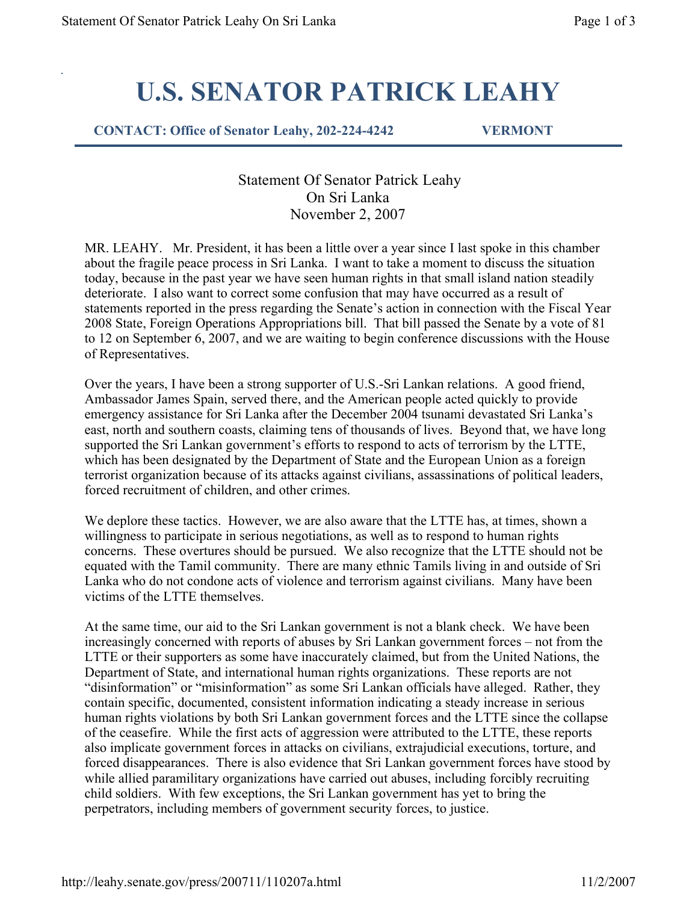# U.S. SENATOR PATRICK LEAHY

**CONTACT: Office of Senator Leahy, 202-224-4242 VERMONT**

Statement Of Senator Patrick Leahy
On Sri Lanka
November 2, 2007

MR. LEAHY. Mr. President, it has been a little over a year since I last spoke in this chamber about the fragile peace process in Sri Lanka. I want to take a moment to discuss the situation today, because in the past year we have seen human rights in that small island nation steadily deteriorate. I also want to correct some confusion that may have occurred as a result of statements reported in the press regarding the Senate's action in connection with the Fiscal Year 2008 State, Foreign Operations Appropriations bill. That bill passed the Senate by a vote of 81 to 12 on September 6, 2007, and we are waiting to begin conference discussions with the House of Representatives.

Over the years, I have been a strong supporter of U.S.-Sri Lankan relations. A good friend, Ambassador James Spain, served there, and the American people acted quickly to provide emergency assistance for Sri Lanka after the December 2004 tsunami devastated Sri Lanka's east, north and southern coasts, claiming tens of thousands of lives. Beyond that, we have long supported the Sri Lankan government's efforts to respond to acts of terrorism by the LTTE, which has been designated by the Department of State and the European Union as a foreign terrorist organization because of its attacks against civilians, assassinations of political leaders, forced recruitment of children, and other crimes.

We deplore these tactics. However, we are also aware that the LTTE has, at times, shown a willingness to participate in serious negotiations, as well as to respond to human rights concerns. These overtures should be pursued. We also recognize that the LTTE should not be equated with the Tamil community. There are many ethnic Tamils living in and outside of Sri Lanka who do not condone acts of violence and terrorism against civilians. Many have been victims of the LTTE themselves.

At the same time, our aid to the Sri Lankan government is not a blank check. We have been increasingly concerned with reports of abuses by Sri Lankan government forces – not from the LTTE or their supporters as some have inaccurately claimed, but from the United Nations, the Department of State, and international human rights organizations. These reports are not "disinformation" or "misinformation" as some Sri Lankan officials have alleged. Rather, they contain specific, documented, consistent information indicating a steady increase in serious human rights violations by both Sri Lankan government forces and the LTTE since the collapse of the ceasefire. While the first acts of aggression were attributed to the LTTE, these reports also implicate government forces in attacks on civilians, extrajudicial executions, torture, and forced disappearances. There is also evidence that Sri Lankan government forces have stood by while allied paramilitary organizations have carried out abuses, including forcibly recruiting child soldiers. With few exceptions, the Sri Lankan government has yet to bring the perpetrators, including members of government security forces, to justice.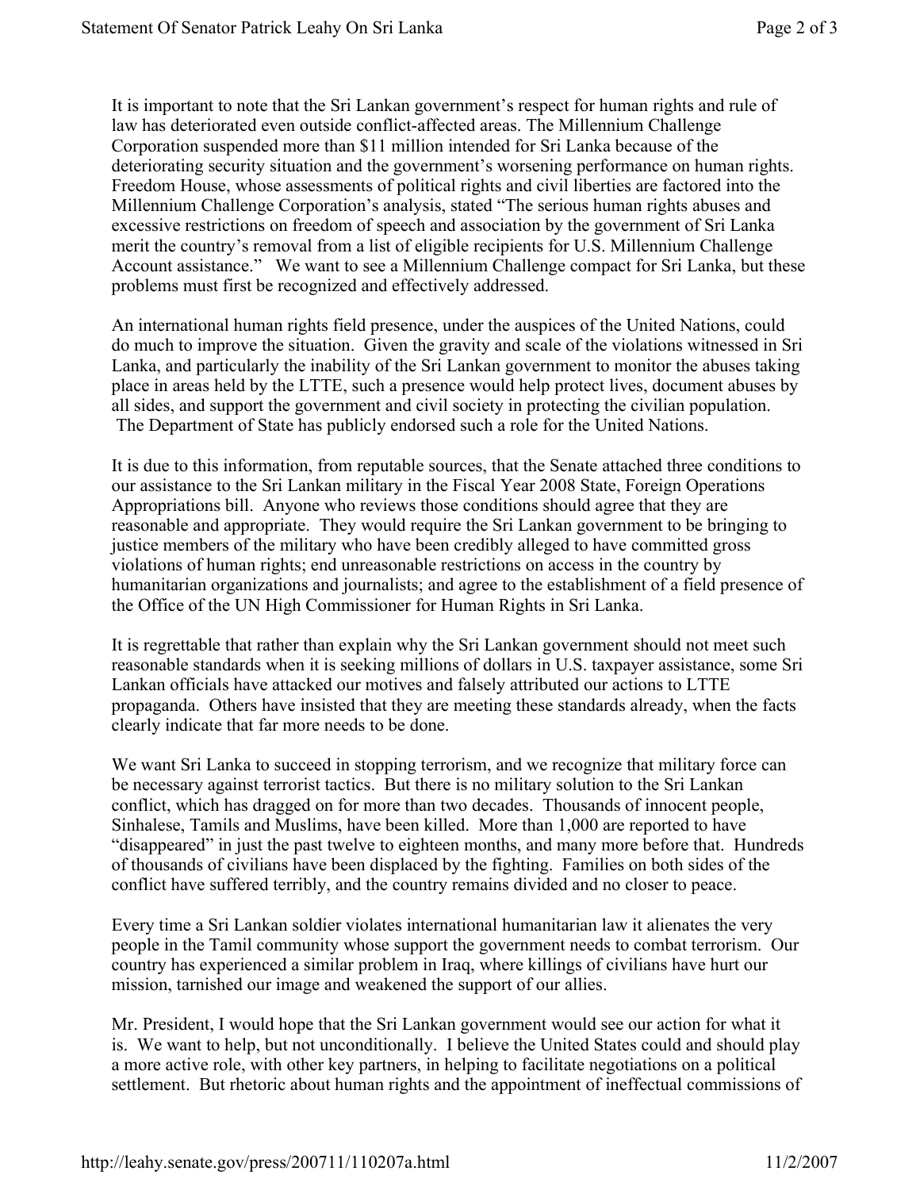It is important to note that the Sri Lankan government's respect for human rights and rule of law has deteriorated even outside conflict-affected areas. The Millennium Challenge Corporation suspended more than $11 million intended for Sri Lanka because of the deteriorating security situation and the government's worsening performance on human rights. Freedom House, whose assessments of political rights and civil liberties are factored into the Millennium Challenge Corporation's analysis, stated "The serious human rights abuses and excessive restrictions on freedom of speech and association by the government of Sri Lanka merit the country's removal from a list of eligible recipients for U.S. Millennium Challenge Account assistance." We want to see a Millennium Challenge compact for Sri Lanka, but these problems must first be recognized and effectively addressed.

An international human rights field presence, under the auspices of the United Nations, could do much to improve the situation. Given the gravity and scale of the violations witnessed in Sri Lanka, and particularly the inability of the Sri Lankan government to monitor the abuses taking place in areas held by the LTTE, such a presence would help protect lives, document abuses by all sides, and support the government and civil society in protecting the civilian population. The Department of State has publicly endorsed such a role for the United Nations.

It is due to this information, from reputable sources, that the Senate attached three conditions to our assistance to the Sri Lankan military in the Fiscal Year 2008 State, Foreign Operations Appropriations bill. Anyone who reviews those conditions should agree that they are reasonable and appropriate. They would require the Sri Lankan government to be bringing to justice members of the military who have been credibly alleged to have committed gross violations of human rights; end unreasonable restrictions on access in the country by humanitarian organizations and journalists; and agree to the establishment of a field presence of the Office of the UN High Commissioner for Human Rights in Sri Lanka.

It is regrettable that rather than explain why the Sri Lankan government should not meet such reasonable standards when it is seeking millions of dollars in U.S. taxpayer assistance, some Sri Lankan officials have attacked our motives and falsely attributed our actions to LTTE propaganda. Others have insisted that they are meeting these standards already, when the facts clearly indicate that far more needs to be done.

We want Sri Lanka to succeed in stopping terrorism, and we recognize that military force can be necessary against terrorist tactics. But there is no military solution to the Sri Lankan conflict, which has dragged on for more than two decades. Thousands of innocent people, Sinhalese, Tamils and Muslims, have been killed. More than 1,000 are reported to have "disappeared" in just the past twelve to eighteen months, and many more before that. Hundreds of thousands of civilians have been displaced by the fighting. Families on both sides of the conflict have suffered terribly, and the country remains divided and no closer to peace.

Every time a Sri Lankan soldier violates international humanitarian law it alienates the very people in the Tamil community whose support the government needs to combat terrorism. Our country has experienced a similar problem in Iraq, where killings of civilians have hurt our mission, tarnished our image and weakened the support of our allies.

Mr. President, I would hope that the Sri Lankan government would see our action for what it is. We want to help, but not unconditionally. I believe the United States could and should play a more active role, with other key partners, in helping to facilitate negotiations on a political settlement. But rhetoric about human rights and the appointment of ineffectual commissions of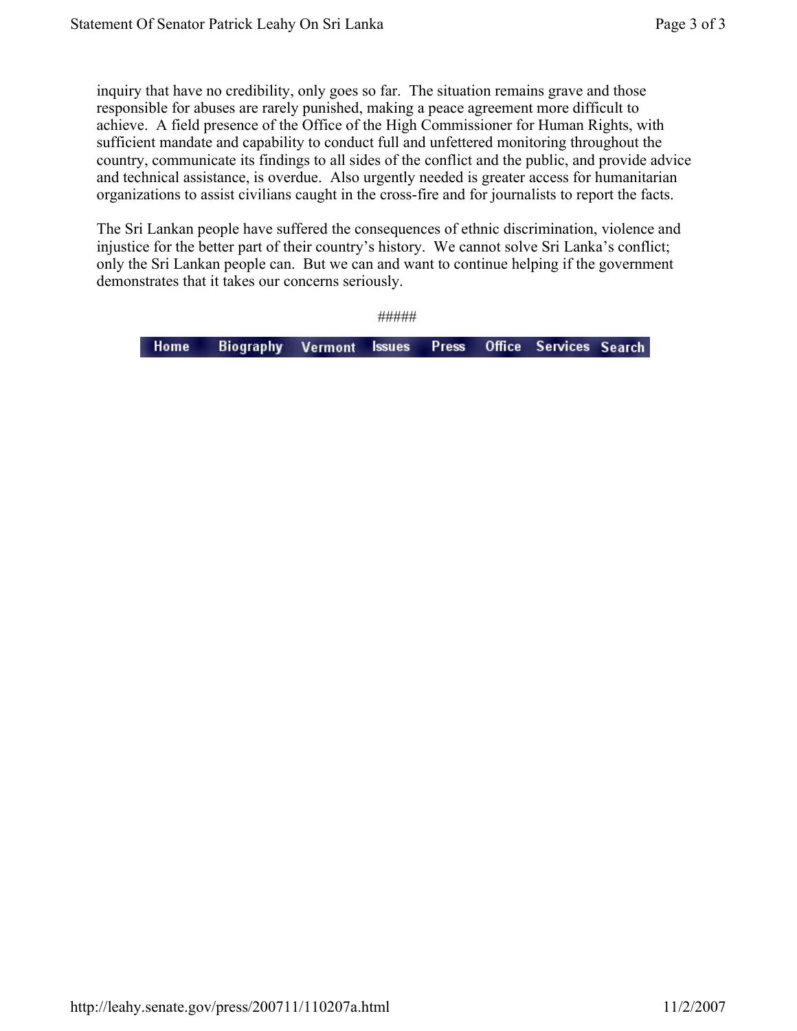inquiry that have no credibility, only goes so far. The situation remains grave and those responsible for abuses are rarely punished, making a peace agreement more difficult to achieve. A field presence of the Office of the High Commissioner for Human Rights, with sufficient mandate and capability to conduct full and unfettered monitoring throughout the country, communicate its findings to all sides of the conflict and the public, and provide advice and technical assistance, is overdue. Also urgently needed is greater access for humanitarian organizations to assist civilians caught in the cross-fire and for journalists to report the facts.

The Sri Lankan people have suffered the consequences of ethnic discrimination, violence and injustice for the better part of their country's history. We cannot solve Sri Lanka's conflict; only the Sri Lankan people can. But we can and want to continue helping if the government demonstrates that it takes our concerns seriously.

#####

Home Biography Vermont Issues Press Office Services Search